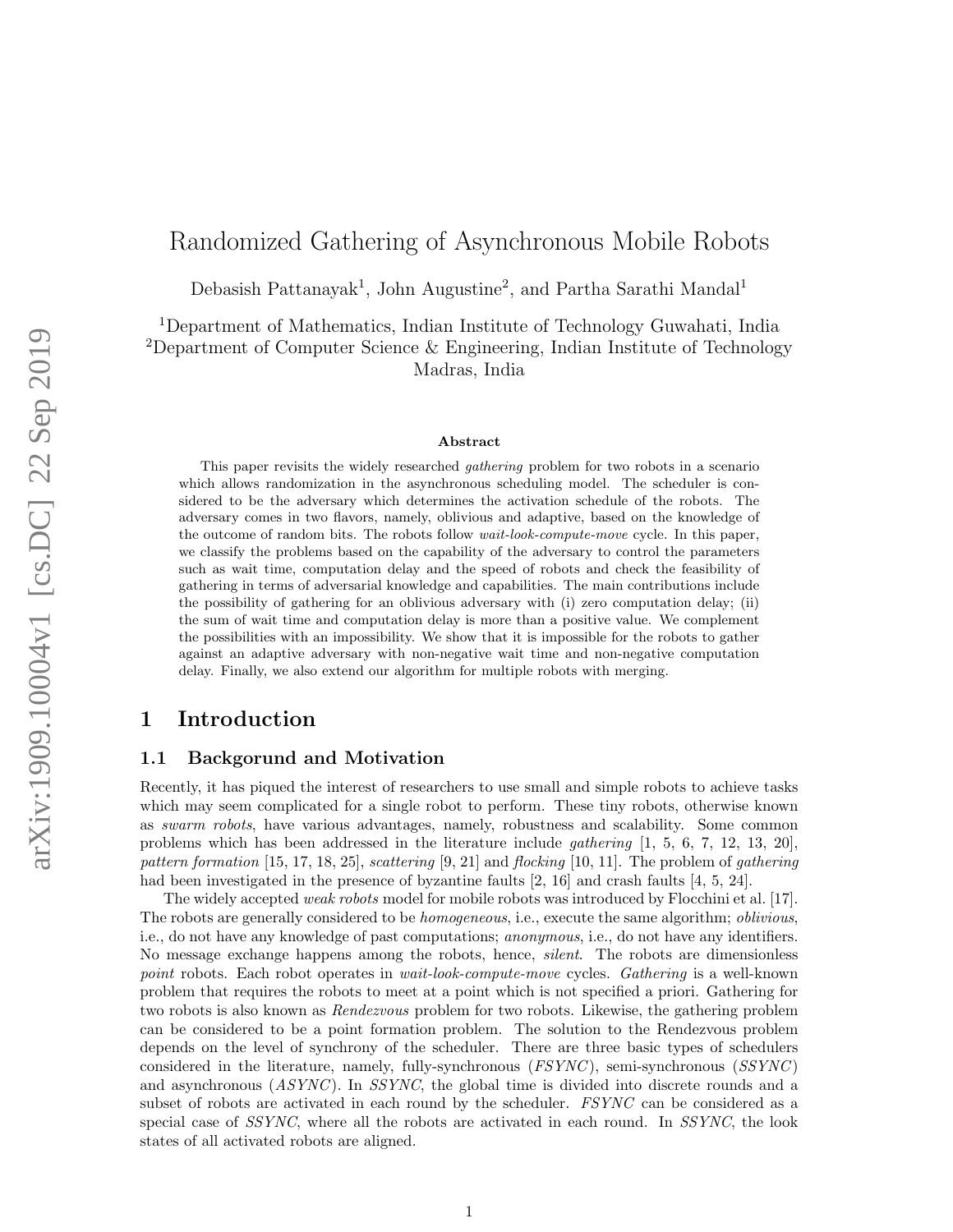# Randomized Gathering of Asynchronous Mobile Robots

Debasish Pattanayak[1], John Augustine[2], and Partha Sarathi Mandal[1]

[1]Department of Mathematics, Indian Institute of Technology Guwahati, India
[2]Department of Computer Science & Engineering, Indian Institute of Technology Madras, India

### Abstract

This paper revisits the widely researched *gathering* problem for two robots in a scenario which allows randomization in the asynchronous scheduling model. The scheduler is considered to be the adversary which determines the activation schedule of the robots. The adversary comes in two flavors, namely, oblivious and adaptive, based on the knowledge of the outcome of random bits. The robots follow *wait-look-compute-move* cycle. In this paper, we classify the problems based on the capability of the adversary to control the parameters such as wait time, computation delay and the speed of robots and check the feasibility of gathering in terms of adversarial knowledge and capabilities. The main contributions include the possibility of gathering for an oblivious adversary with (i) zero computation delay; (ii) the sum of wait time and computation delay is more than a positive value. We complement the possibilities with an impossibility. We show that it is impossible for the robots to gather against an adaptive adversary with non-negative wait time and non-negative computation delay. Finally, we also extend our algorithm for multiple robots with merging.

## 1 Introduction

### 1.1 Backgorund and Motivation

Recently, it has piqued the interest of researchers to use small and simple robots to achieve tasks which may seem complicated for a single robot to perform. These tiny robots, otherwise known as *swarm robots*, have various advantages, namely, robustness and scalability. Some common problems which has been addressed in the literature include *gathering* [1, 5, 6, 7, 12, 13, 20], *pattern formation* [15, 17, 18, 25], *scattering* [9, 21] and *flocking* [10, 11]. The problem of *gathering* had been investigated in the presence of byzantine faults [2, 16] and crash faults [4, 5, 24].

The widely accepted *weak robots* model for mobile robots was introduced by Flocchini et al. [17]. The robots are generally considered to be *homogeneous*, i.e., execute the same algorithm; *oblivious*, i.e., do not have any knowledge of past computations; *anonymous*, i.e., do not have any identifiers. No message exchange happens among the robots, hence, *silent*. The robots are dimensionless *point* robots. Each robot operates in *wait-look-compute-move* cycles. *Gathering* is a well-known problem that requires the robots to meet at a point which is not specified a priori. Gathering for two robots is also known as *Rendezvous* problem for two robots. Likewise, the gathering problem can be considered to be a point formation problem. The solution to the Rendezvous problem depends on the level of synchrony of the scheduler. There are three basic types of schedulers considered in the literature, namely, fully-synchronous (*FSYNC*), semi-synchronous (*SSYNC*) and asynchronous (*ASYNC*). In *SSYNC*, the global time is divided into discrete rounds and a subset of robots are activated in each round by the scheduler. *FSYNC* can be considered as a special case of *SSYNC*, where all the robots are activated in each round. In *SSYNC*, the look states of all activated robots are aligned.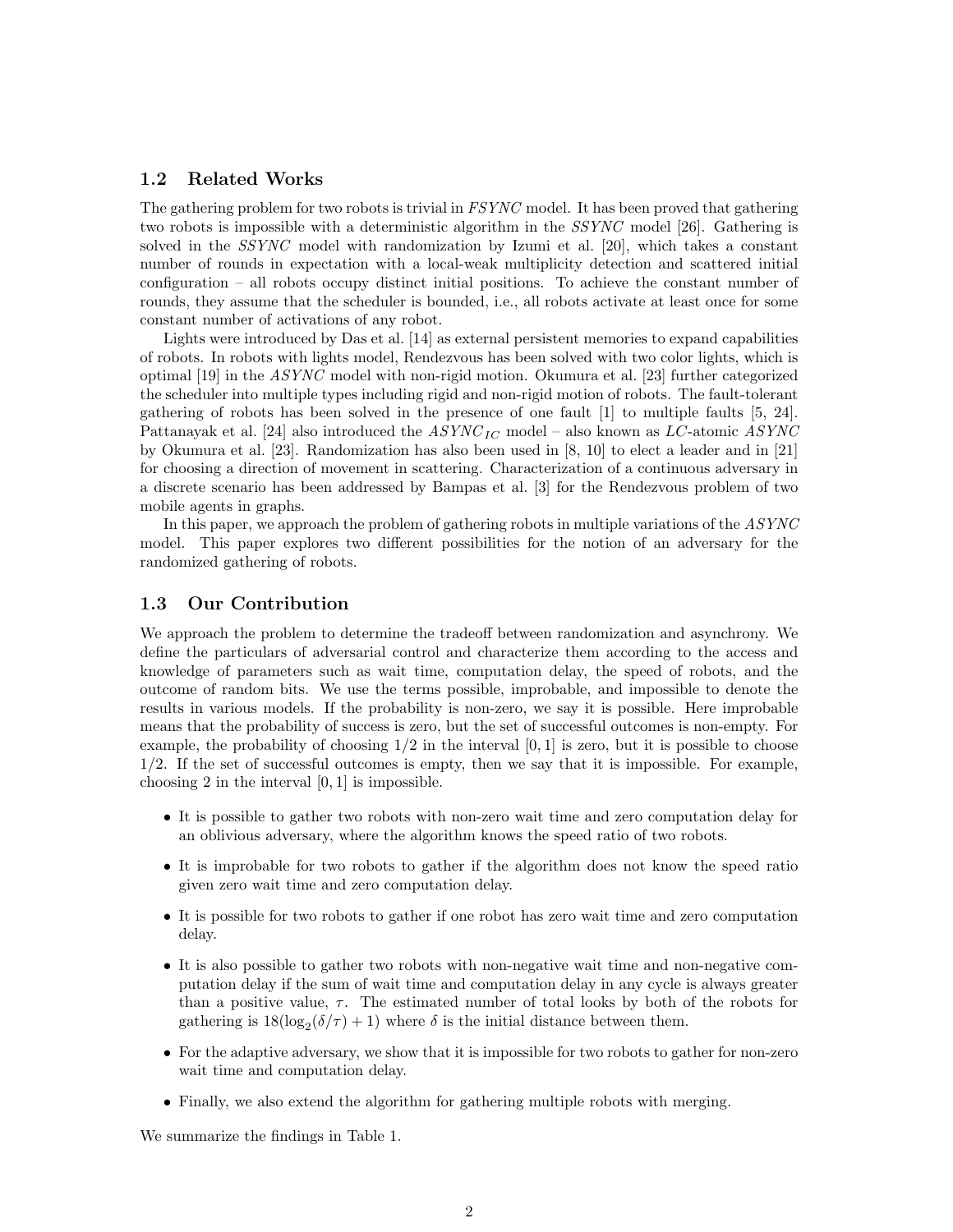### 1.2 Related Works

The gathering problem for two robots is trivial in *FSYNC* model. It has been proved that gathering two robots is impossible with a deterministic algorithm in the *SSYNC* model [26]. Gathering is solved in the *SSYNC* model with randomization by Izumi et al. [20], which takes a constant number of rounds in expectation with a local-weak multiplicity detection and scattered initial configuration – all robots occupy distinct initial positions. To achieve the constant number of rounds, they assume that the scheduler is bounded, i.e., all robots activate at least once for some constant number of activations of any robot.

Lights were introduced by Das et al. [14] as external persistent memories to expand capabilities of robots. In robots with lights model, Rendezvous has been solved with two color lights, which is optimal [19] in the *ASYNC* model with non-rigid motion. Okumura et al. [23] further categorized the scheduler into multiple types including rigid and non-rigid motion of robots. The fault-tolerant gathering of robots has been solved in the presence of one fault [1] to multiple faults [5, 24]. Pattanayak et al. [24] also introduced the $ASYNC_{IC}$ model – also known as *LC*-atomic *ASYNC* by Okumura et al. [23]. Randomization has also been used in [8, 10] to elect a leader and in [21] for choosing a direction of movement in scattering. Characterization of a continuous adversary in a discrete scenario has been addressed by Bampas et al. [3] for the Rendezvous problem of two mobile agents in graphs.

In this paper, we approach the problem of gathering robots in multiple variations of the *ASYNC* model. This paper explores two different possibilities for the notion of an adversary for the randomized gathering of robots.

### 1.3 Our Contribution

We approach the problem to determine the tradeoff between randomization and asynchrony. We define the particulars of adversarial control and characterize them according to the access and knowledge of parameters such as wait time, computation delay, the speed of robots, and the outcome of random bits. We use the terms possible, improbable, and impossible to denote the results in various models. If the probability is non-zero, we say it is possible. Here improbable means that the probability of success is zero, but the set of successful outcomes is non-empty. For example, the probability of choosing $1/2$ in the interval $[0, 1]$ is zero, but it is possible to choose $1/2$. If the set of successful outcomes is empty, then we say that it is impossible. For example, choosing 2 in the interval $[0, 1]$ is impossible.

- It is possible to gather two robots with non-zero wait time and zero computation delay for an oblivious adversary, where the algorithm knows the speed ratio of two robots.
- It is improbable for two robots to gather if the algorithm does not know the speed ratio given zero wait time and zero computation delay.
- It is possible for two robots to gather if one robot has zero wait time and zero computation delay.
- It is also possible to gather two robots with non-negative wait time and non-negative computation delay if the sum of wait time and computation delay in any cycle is always greater than a positive value, $\tau$. The estimated number of total looks by both of the robots for gathering is $18(\log_2(\delta/\tau) + 1)$ where $\delta$ is the initial distance between them.
- For the adaptive adversary, we show that it is impossible for two robots to gather for non-zero wait time and computation delay.
- Finally, we also extend the algorithm for gathering multiple robots with merging.

We summarize the findings in Table 1.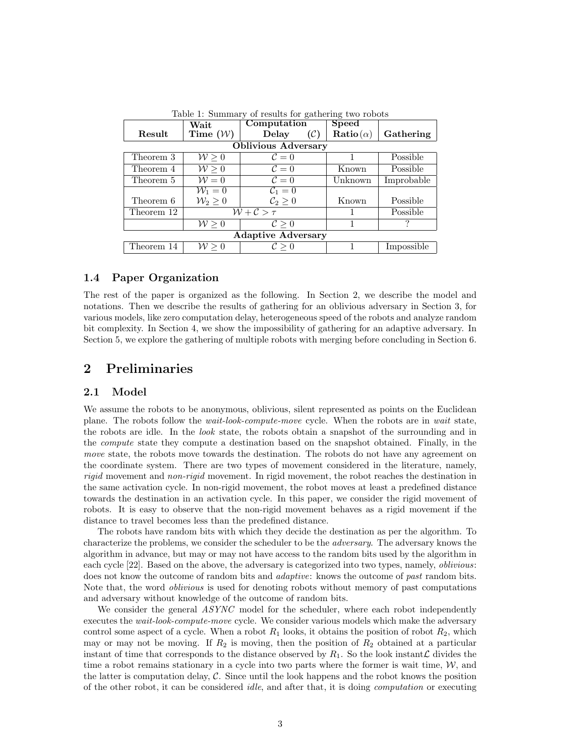Table 1: Summary of results for gathering two robots

| Result | Wait Time ($\mathcal{W}$) | Computation Delay ($\mathcal{C}$) | Speed Ratio($\alpha$) | Gathering |
|---|---|---|---|---|
| **Oblivious Adversary** | | | | |
| Theorem 3 | $\mathcal{W} \geq 0$ | $\mathcal{C} = 0$ | 1 | Possible |
| Theorem 4 | $\mathcal{W} \geq 0$ | $\mathcal{C} = 0$ | Known | Possible |
| Theorem 5 | $\mathcal{W} = 0$ | $\mathcal{C} = 0$ | Unknown | Improbable |
| Theorem 6 | $\mathcal{W}_1 = 0$ $\mathcal{W}_2 \geq 0$ | $\mathcal{C}_1 = 0$ $\mathcal{C}_2 \geq 0$ | Known | Possible |
| Theorem 12 | $\mathcal{W} + \mathcal{C} > \tau$ | | 1 | Possible |
| | $\mathcal{W} \geq 0$ | $\mathcal{C} \geq 0$ | 1 | ? |
| **Adaptive Adversary** | | | | |
| Theorem 14 | $\mathcal{W} \geq 0$ | $\mathcal{C} \geq 0$ | 1 | Impossible |

### 1.4 Paper Organization

The rest of the paper is organized as the following. In Section 2, we describe the model and notations. Then we describe the results of gathering for an oblivious adversary in Section 3, for various models, like zero computation delay, heterogeneous speed of the robots and analyze random bit complexity. In Section 4, we show the impossibility of gathering for an adaptive adversary. In Section 5, we explore the gathering of multiple robots with merging before concluding in Section 6.

## 2 Preliminaries

### 2.1 Model

We assume the robots to be anonymous, oblivious, silent represented as points on the Euclidean plane. The robots follow the *wait-look-compute-move* cycle. When the robots are in *wait* state, the robots are idle. In the *look* state, the robots obtain a snapshot of the surrounding and in the *compute* state they compute a destination based on the snapshot obtained. Finally, in the *move* state, the robots move towards the destination. The robots do not have any agreement on the coordinate system. There are two types of movement considered in the literature, namely, *rigid* movement and *non-rigid* movement. In rigid movement, the robot reaches the destination in the same activation cycle. In non-rigid movement, the robot moves at least a predefined distance towards the destination in an activation cycle. In this paper, we consider the rigid movement of robots. It is easy to observe that the non-rigid movement behaves as a rigid movement if the distance to travel becomes less than the predefined distance.

The robots have random bits with which they decide the destination as per the algorithm. To characterize the problems, we consider the scheduler to be the *adversary*. The adversary knows the algorithm in advance, but may or may not have access to the random bits used by the algorithm in each cycle [22]. Based on the above, the adversary is categorized into two types, namely, *oblivious*: does not know the outcome of random bits and *adaptive*: knows the outcome of *past* random bits. Note that, the word *oblivious* is used for denoting robots without memory of past computations and adversary without knowledge of the outcome of random bits.

We consider the general *ASYNC* model for the scheduler, where each robot independently executes the *wait-look-compute-move* cycle. We consider various models which make the adversary control some aspect of a cycle. When a robot $R_1$ looks, it obtains the position of robot $R_2$, which may or may not be moving. If $R_2$ is moving, then the position of $R_2$ obtained at a particular instant of time that corresponds to the distance observed by $R_1$. So the look instant $\mathcal{L}$ divides the time a robot remains stationary in a cycle into two parts where the former is wait time, $\mathcal{W}$, and the latter is computation delay, $\mathcal{C}$. Since until the look happens and the robot knows the position of the other robot, it can be considered *idle*, and after that, it is doing *computation* or executing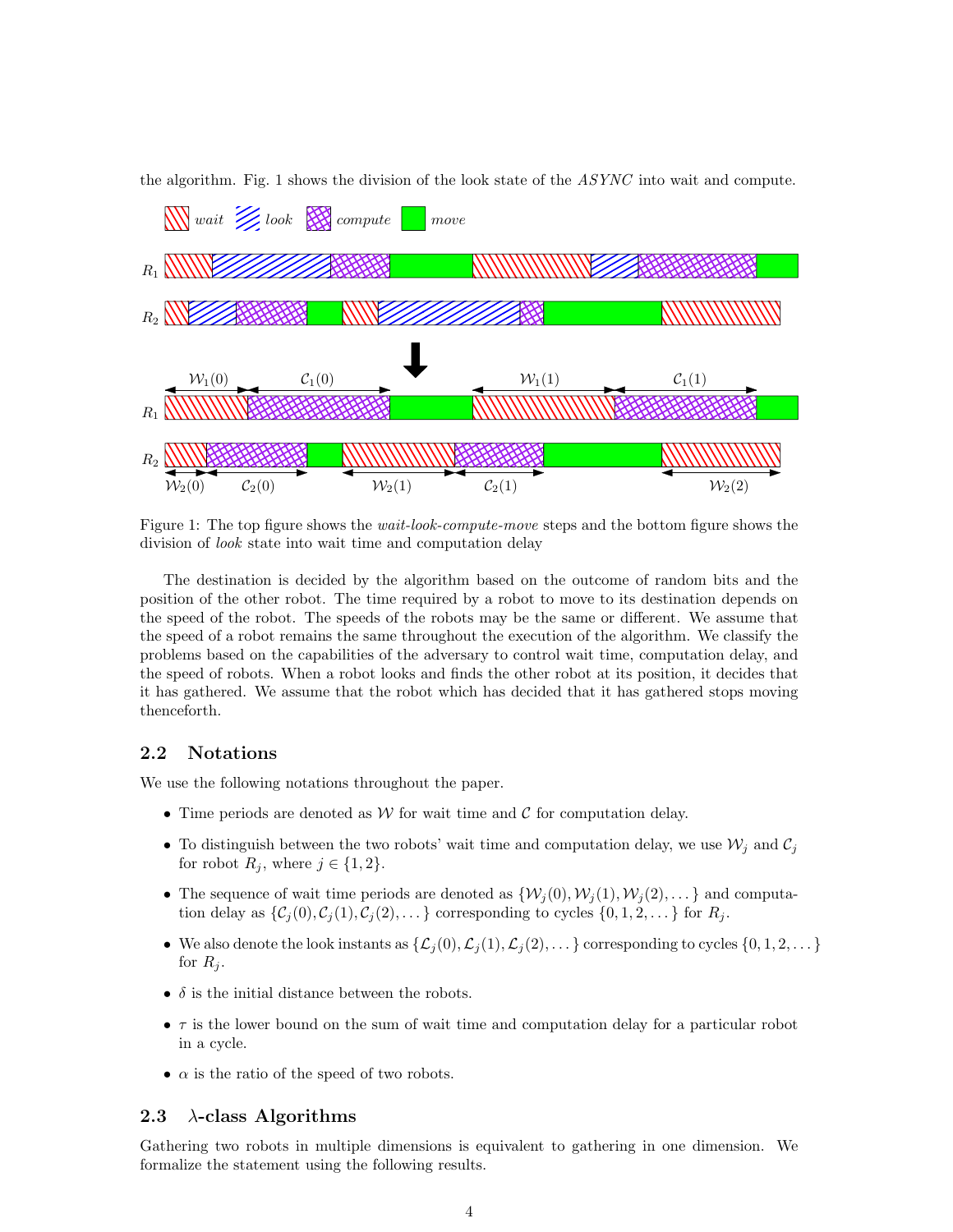the algorithm. Fig. 1 shows the division of the look state of the *ASYNC* into wait and compute.

Figure 1: The top figure shows the *wait-look-compute-move* steps and the bottom figure shows the division of *look* state into wait time and computation delay

The destination is decided by the algorithm based on the outcome of random bits and the position of the other robot. The time required by a robot to move to its destination depends on the speed of the robot. The speeds of the robots may be the same or different. We assume that the speed of a robot remains the same throughout the execution of the algorithm. We classify the problems based on the capabilities of the adversary to control wait time, computation delay, and the speed of robots. When a robot looks and finds the other robot at its position, it decides that it has gathered. We assume that the robot which has decided that it has gathered stops moving thenceforth.

### 2.2 Notations

We use the following notations throughout the paper.

- Time periods are denoted as $\mathcal{W}$ for wait time and $\mathcal{C}$ for computation delay.
- To distinguish between the two robots' wait time and computation delay, we use $\mathcal{W}_j$ and $\mathcal{C}_j$ for robot $R_j$, where $j \in \{1, 2\}$.
- The sequence of wait time periods are denoted as $\{\mathcal{W}_j(0), \mathcal{W}_j(1), \mathcal{W}_j(2), \dots\}$ and computation delay as $\{\mathcal{C}_j(0), \mathcal{C}_j(1), \mathcal{C}_j(2), \dots\}$ corresponding to cycles $\{0, 1, 2, \dots\}$ for $R_j$.
- We also denote the look instants as $\{\mathcal{L}_j(0), \mathcal{L}_j(1), \mathcal{L}_j(2), \dots\}$ corresponding to cycles $\{0, 1, 2, \dots\}$ for $R_j$.
- $\delta$ is the initial distance between the robots.
- $\tau$ is the lower bound on the sum of wait time and computation delay for a particular robot in a cycle.
- $\alpha$ is the ratio of the speed of two robots.

### 2.3 $\lambda$-class Algorithms

Gathering two robots in multiple dimensions is equivalent to gathering in one dimension. We formalize the statement using the following results.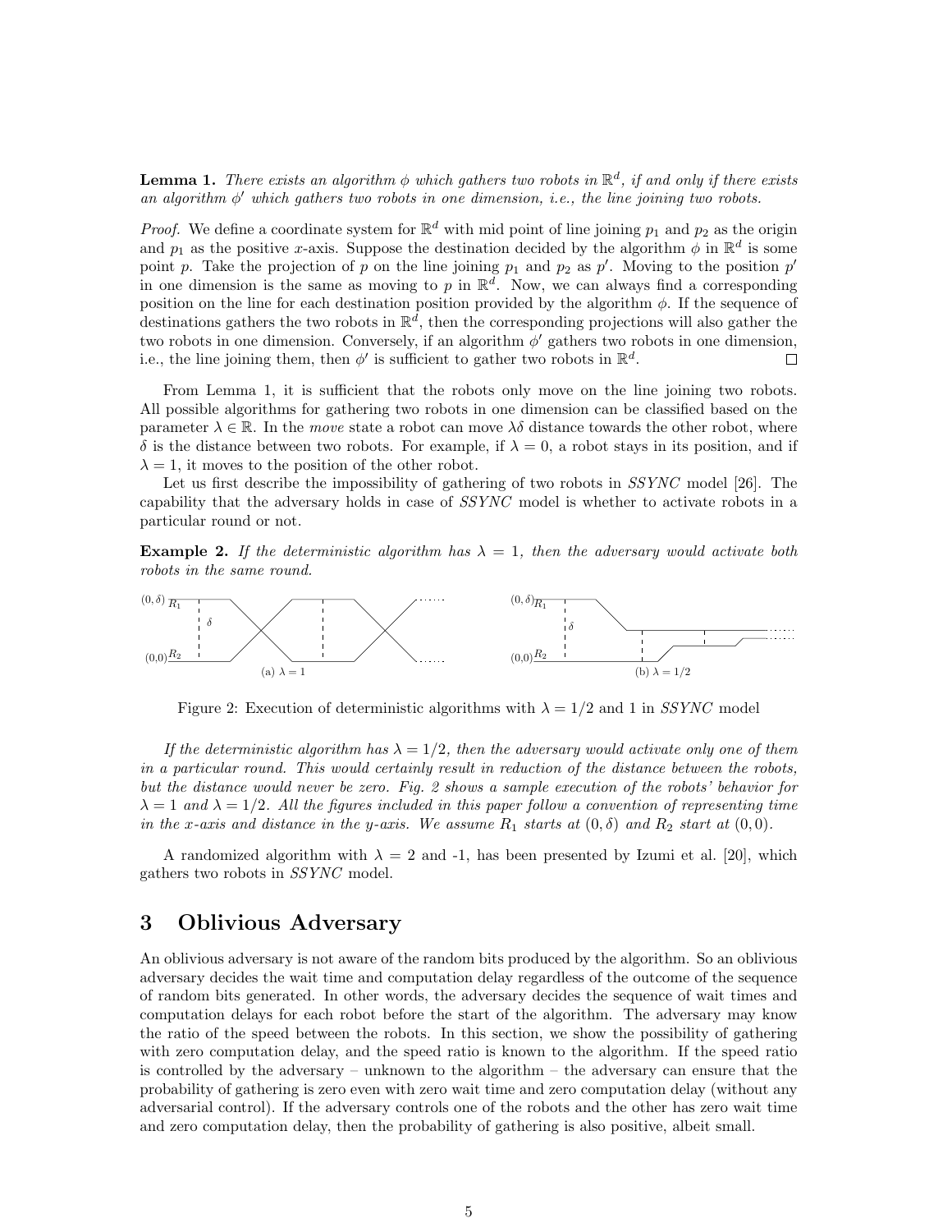**Lemma 1.** *There exists an algorithm $\phi$ which gathers two robots in $\mathbb{R}^d$, if and only if there exists an algorithm $\phi'$ which gathers two robots in one dimension, i.e., the line joining two robots.*

*Proof.* We define a coordinate system for $\mathbb{R}^d$ with mid point of line joining $p_1$ and $p_2$ as the origin and $p_1$ as the positive $x$-axis. Suppose the destination decided by the algorithm $\phi$ in $\mathbb{R}^d$ is some point $p$. Take the projection of $p$ on the line joining $p_1$ and $p_2$ as $p'$. Moving to the position $p'$ in one dimension is the same as moving to $p$ in $\mathbb{R}^d$. Now, we can always find a corresponding position on the line for each destination position provided by the algorithm $\phi$. If the sequence of destinations gathers the two robots in $\mathbb{R}^d$, then the corresponding projections will also gather the two robots in one dimension. Conversely, if an algorithm $\phi'$ gathers two robots in one dimension, i.e., the line joining them, then $\phi'$ is sufficient to gather two robots in $\mathbb{R}^d$. □

From Lemma 1, it is sufficient that the robots only move on the line joining two robots. All possible algorithms for gathering two robots in one dimension can be classified based on the parameter $\lambda \in \mathbb{R}$. In the *move* state a robot can move $\lambda\delta$ distance towards the other robot, where $\delta$ is the distance between two robots. For example, if $\lambda = 0$, a robot stays in its position, and if $\lambda = 1$, it moves to the position of the other robot.

Let us first describe the impossibility of gathering of two robots in *SSYNC* model [26]. The capability that the adversary holds in case of *SSYNC* model is whether to activate robots in a particular round or not.

**Example 2.** *If the deterministic algorithm has $\lambda = 1$, then the adversary would activate both robots in the same round.*

Figure 2: Execution of deterministic algorithms with $\lambda = 1/2$ and 1 in *SSYNC* model

*If the deterministic algorithm has $\lambda = 1/2$, then the adversary would activate only one of them in a particular round. This would certainly result in reduction of the distance between the robots, but the distance would never be zero. Fig. 2 shows a sample execution of the robots' behavior for $\lambda = 1$ and $\lambda = 1/2$. All the figures included in this paper follow a convention of representing time in the x-axis and distance in the y-axis. We assume $R_1$ starts at $(0, \delta)$ and $R_2$ start at $(0, 0)$.*

A randomized algorithm with $\lambda = 2$ and -1, has been presented by Izumi et al. [20], which gathers two robots in *SSYNC* model.

# 3 Oblivious Adversary

An oblivious adversary is not aware of the random bits produced by the algorithm. So an oblivious adversary decides the wait time and computation delay regardless of the outcome of the sequence of random bits generated. In other words, the adversary decides the sequence of wait times and computation delays for each robot before the start of the algorithm. The adversary may know the ratio of the speed between the robots. In this section, we show the possibility of gathering with zero computation delay, and the speed ratio is known to the algorithm. If the speed ratio is controlled by the adversary – unknown to the algorithm – the adversary can ensure that the probability of gathering is zero even with zero wait time and zero computation delay (without any adversarial control). If the adversary controls one of the robots and the other has zero wait time and zero computation delay, then the probability of gathering is also positive, albeit small.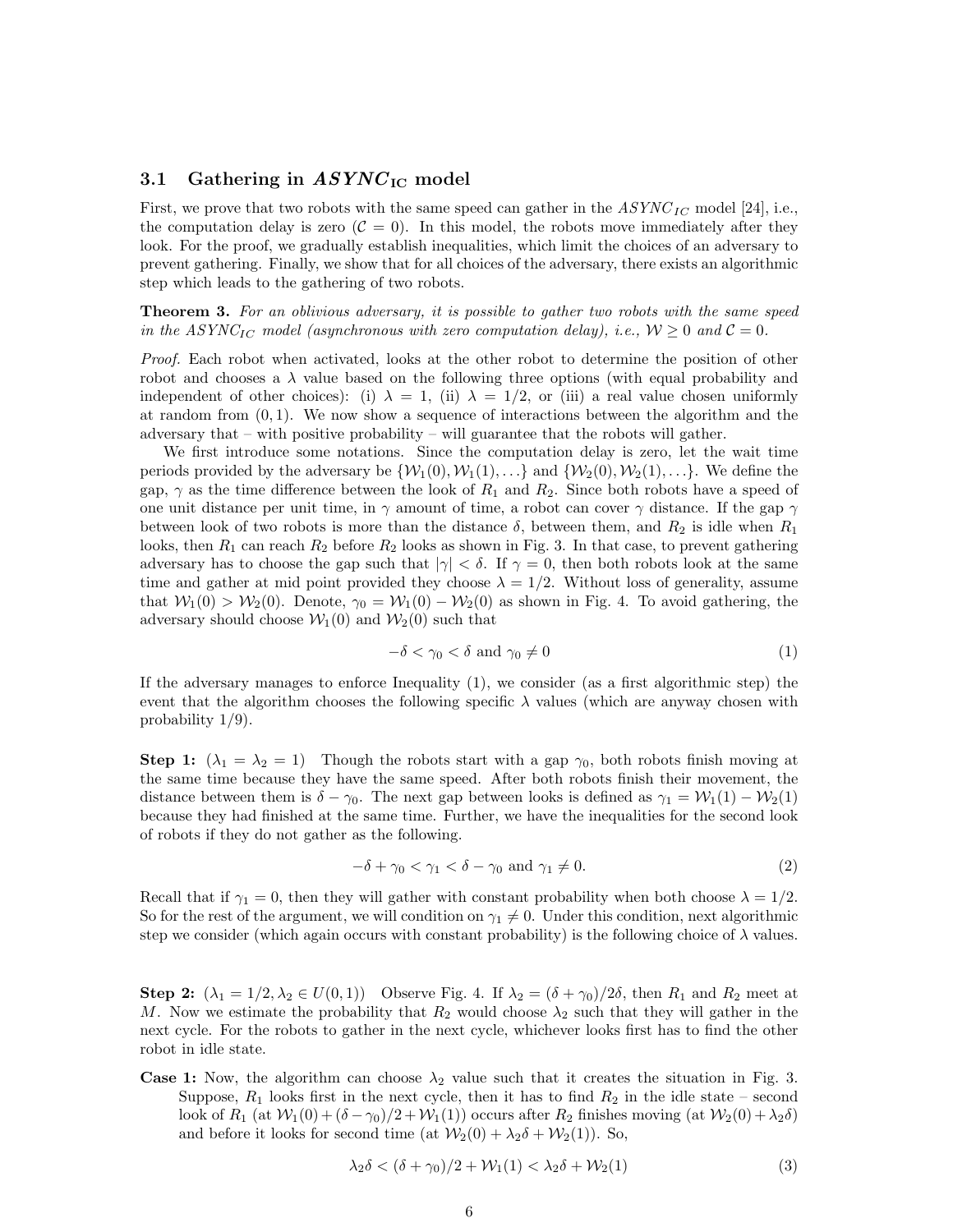### 3.1 Gathering in $ASYNC_{IC}$ model

First, we prove that two robots with the same speed can gather in the $ASYNC_{IC}$ model [24], i.e., the computation delay is zero ($\mathcal{C} = 0$). In this model, the robots move immediately after they look. For the proof, we gradually establish inequalities, which limit the choices of an adversary to prevent gathering. Finally, we show that for all choices of the adversary, there exists an algorithmic step which leads to the gathering of two robots.

**Theorem 3.** *For an oblivious adversary, it is possible to gather two robots with the same speed in the $ASYNC_{IC}$ model (asynchronous with zero computation delay), i.e., $\mathcal{W} \geq 0$ and $\mathcal{C} = 0$.*

*Proof.* Each robot when activated, looks at the other robot to determine the position of other robot and chooses a $\lambda$ value based on the following three options (with equal probability and independent of other choices): (i) $\lambda = 1$, (ii) $\lambda = 1/2$, or (iii) a real value chosen uniformly at random from $(0, 1)$. We now show a sequence of interactions between the algorithm and the adversary that – with positive probability – will guarantee that the robots will gather.

We first introduce some notations. Since the computation delay is zero, let the wait time periods provided by the adversary be $\{\mathcal{W}_1(0), \mathcal{W}_1(1), \ldots\}$ and $\{\mathcal{W}_2(0), \mathcal{W}_2(1), \ldots\}$. We define the gap, $\gamma$ as the time difference between the look of $R_1$ and $R_2$. Since both robots have a speed of one unit distance per unit time, in $\gamma$ amount of time, a robot can cover $\gamma$ distance. If the gap $\gamma$ between look of two robots is more than the distance $\delta$, between them, and $R_2$ is idle when $R_1$ looks, then $R_1$ can reach $R_2$ before $R_2$ looks as shown in Fig. 3. In that case, to prevent gathering adversary has to choose the gap such that $|\gamma| < \delta$. If $\gamma = 0$, then both robots look at the same time and gather at mid point provided they choose $\lambda = 1/2$. Without loss of generality, assume that $\mathcal{W}_1(0) > \mathcal{W}_2(0)$. Denote, $\gamma_0 = \mathcal{W}_1(0) - \mathcal{W}_2(0)$ as shown in Fig. 4. To avoid gathering, the adversary should choose $\mathcal{W}_1(0)$ and $\mathcal{W}_2(0)$ such that

$$-\delta < \gamma_0 < \delta \text{ and } \gamma_0 \neq 0 \tag{1}$$

If the adversary manages to enforce Inequality (1), we consider (as a first algorithmic step) the event that the algorithm chooses the following specific $\lambda$ values (which are anyway chosen with probability 1/9).

**Step 1:** ($\lambda_1 = \lambda_2 = 1$) Though the robots start with a gap $\gamma_0$, both robots finish moving at the same time because they have the same speed. After both robots finish their movement, the distance between them is $\delta - \gamma_0$. The next gap between looks is defined as $\gamma_1 = \mathcal{W}_1(1) - \mathcal{W}_2(1)$ because they had finished at the same time. Further, we have the inequalities for the second look of robots if they do not gather as the following.

$$-\delta + \gamma_0 < \gamma_1 < \delta - \gamma_0 \text{ and } \gamma_1 \neq 0. \tag{2}$$

Recall that if $\gamma_1 = 0$, then they will gather with constant probability when both choose $\lambda = 1/2$. So for the rest of the argument, we will condition on $\gamma_1 \neq 0$. Under this condition, next algorithmic step we consider (which again occurs with constant probability) is the following choice of $\lambda$ values.

**Step 2:** ($\lambda_1 = 1/2, \lambda_2 \in U(0, 1)$) Observe Fig. 4. If $\lambda_2 = (\delta + \gamma_0)/2\delta$, then $R_1$ and $R_2$ meet at $M$. Now we estimate the probability that $R_2$ would choose $\lambda_2$ such that they will gather in the next cycle. For the robots to gather in the next cycle, whichever looks first has to find the other robot in idle state.

**Case 1:** Now, the algorithm can choose $\lambda_2$ value such that it creates the situation in Fig. 3. Suppose, $R_1$ looks first in the next cycle, then it has to find $R_2$ in the idle state – second look of $R_1$ (at $\mathcal{W}_1(0) + (\delta - \gamma_0)/2 + \mathcal{W}_1(1)$) occurs after $R_2$ finishes moving (at $\mathcal{W}_2(0) + \lambda_2\delta$) and before it looks for second time (at $\mathcal{W}_2(0) + \lambda_2\delta + \mathcal{W}_2(1)$). So,

$$\lambda_2\delta < (\delta + \gamma_0)/2 + \mathcal{W}_1(1) < \lambda_2\delta + \mathcal{W}_2(1) \tag{3}$$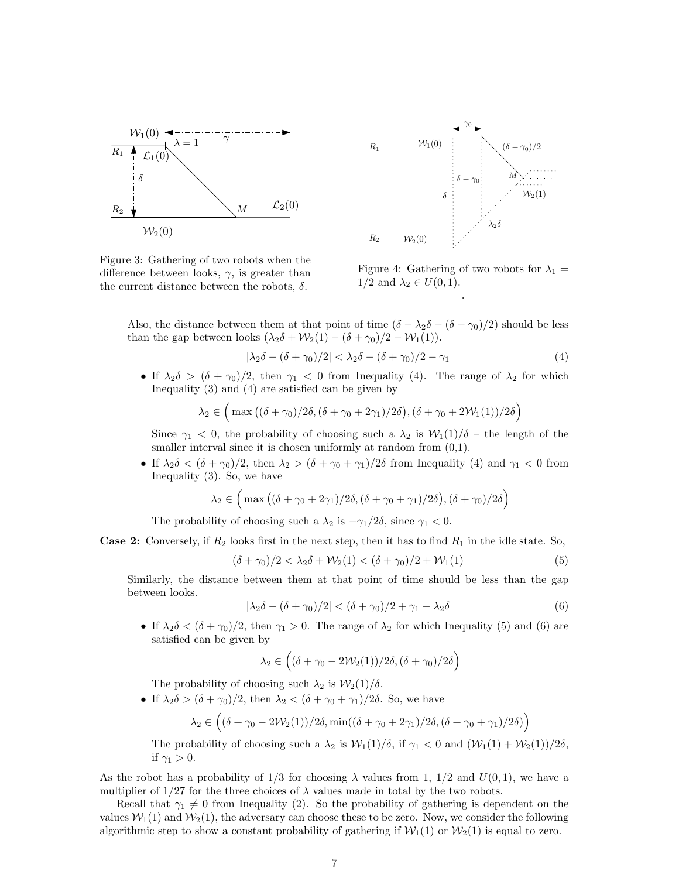Figure 3: Gathering of two robots when the difference between looks, $\gamma$, is greater than the current distance between the robots, $\delta$.

Figure 4: Gathering of two robots for $\lambda_1 = 1/2$ and $\lambda_2 \in U(0, 1)$.

Also, the distance between them at that point of time $(\delta - \lambda_2\delta - (\delta - \gamma_0)/2)$ should be less than the gap between looks $(\lambda_2\delta + \mathcal{W}_2(1) - (\delta + \gamma_0)/2 - \mathcal{W}_1(1))$.

$$|\lambda_2\delta - (\delta + \gamma_0)/2| < \lambda_2\delta - (\delta + \gamma_0)/2 - \gamma_1 \tag{4}$$

- If $\lambda_2\delta > (\delta + \gamma_0)/2$, then $\gamma_1 < 0$ from Inequality (4). The range of $\lambda_2$ for which Inequality (3) and (4) are satisfied can be given by

$$\lambda_2 \in \Big( \max\big((\delta + \gamma_0)/2\delta, (\delta + \gamma_0 + 2\gamma_1)/2\delta\big), (\delta + \gamma_0 + 2\mathcal{W}_1(1))/2\delta \Big)$$

  Since $\gamma_1 < 0$, the probability of choosing such a $\lambda_2$ is $\mathcal{W}_1(1)/\delta$ – the length of the smaller interval since it is chosen uniformly at random from (0,1).

- If $\lambda_2\delta < (\delta + \gamma_0)/2$, then $\lambda_2 > (\delta + \gamma_0 + \gamma_1)/2\delta$ from Inequality (4) and $\gamma_1 < 0$ from Inequality (3). So, we have

$$\lambda_2 \in \Big( \max\big((\delta + \gamma_0 + 2\gamma_1)/2\delta, (\delta + \gamma_0 + \gamma_1)/2\delta\big), (\delta + \gamma_0)/2\delta \Big)$$

  The probability of choosing such a $\lambda_2$ is $-\gamma_1/2\delta$, since $\gamma_1 < 0$.

**Case 2:** Conversely, if $R_2$ looks first in the next step, then it has to find $R_1$ in the idle state. So,

$$(\delta + \gamma_0)/2 < \lambda_2\delta + \mathcal{W}_2(1) < (\delta + \gamma_0)/2 + \mathcal{W}_1(1) \tag{5}$$

Similarly, the distance between them at that point of time should be less than the gap between looks.

$$|\lambda_2\delta - (\delta + \gamma_0)/2| < (\delta + \gamma_0)/2 + \gamma_1 - \lambda_2\delta \tag{6}$$

- If $\lambda_2\delta < (\delta + \gamma_0)/2$, then $\gamma_1 > 0$. The range of $\lambda_2$ for which Inequality (5) and (6) are satisfied can be given by

$$\lambda_2 \in \Big( (\delta + \gamma_0 - 2\mathcal{W}_2(1))/2\delta, (\delta + \gamma_0)/2\delta \Big)$$

  The probability of choosing such $\lambda_2$ is $\mathcal{W}_2(1)/\delta$.

- If $\lambda_2\delta > (\delta + \gamma_0)/2$, then $\lambda_2 < (\delta + \gamma_0 + \gamma_1)/2\delta$. So, we have

$$\lambda_2 \in \Big( (\delta + \gamma_0 - 2\mathcal{W}_2(1))/2\delta, \min((\delta + \gamma_0 + 2\gamma_1)/2\delta, (\delta + \gamma_0 + \gamma_1)/2\delta) \Big)$$

  The probability of choosing such a $\lambda_2$ is $\mathcal{W}_1(1)/\delta$, if $\gamma_1 < 0$ and $(\mathcal{W}_1(1) + \mathcal{W}_2(1))/2\delta$, if $\gamma_1 > 0$.

As the robot has a probability of 1/3 for choosing $\lambda$ values from 1, 1/2 and $U(0, 1)$, we have a multiplier of 1/27 for the three choices of $\lambda$ values made in total by the two robots.

Recall that $\gamma_1 \neq 0$ from Inequality (2). So the probability of gathering is dependent on the values $\mathcal{W}_1(1)$ and $\mathcal{W}_2(1)$, the adversary can choose these to be zero. Now, we consider the following algorithmic step to show a constant probability of gathering if $\mathcal{W}_1(1)$ or $\mathcal{W}_2(1)$ is equal to zero.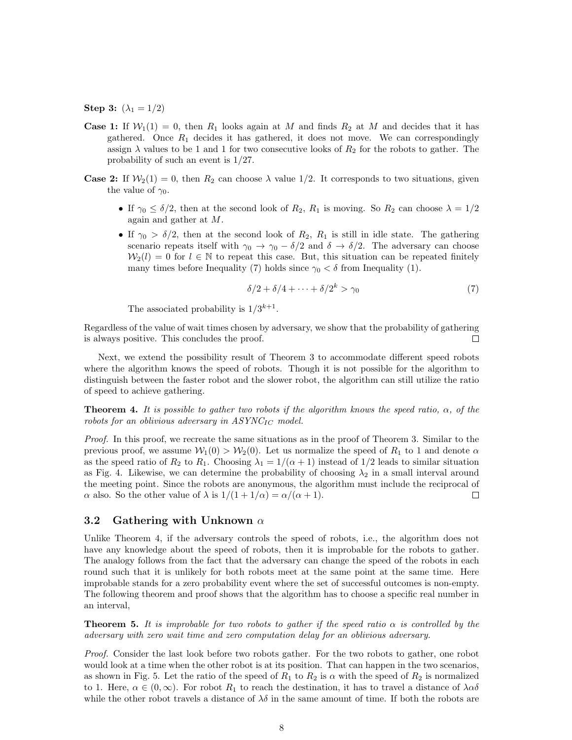**Step 3:** ($\lambda_1 = 1/2$)

**Case 1:** If $\mathcal{W}_1(1) = 0$, then $R_1$ looks again at $M$ and finds $R_2$ at $M$ and decides that it has gathered. Once $R_1$ decides it has gathered, it does not move. We can correspondingly assign $\lambda$ values to be 1 and 1 for two consecutive looks of $R_2$ for the robots to gather. The probability of such an event is $1/27$.

**Case 2:** If $\mathcal{W}_2(1) = 0$, then $R_2$ can choose $\lambda$ value $1/2$. It corresponds to two situations, given the value of $\gamma_0$.

- If $\gamma_0 \leq \delta/2$, then at the second look of $R_2$, $R_1$ is moving. So $R_2$ can choose $\lambda = 1/2$ again and gather at $M$.
- If $\gamma_0 > \delta/2$, then at the second look of $R_2$, $R_1$ is still in idle state. The gathering scenario repeats itself with $\gamma_0 \to \gamma_0 - \delta/2$ and $\delta \to \delta/2$. The adversary can choose $\mathcal{W}_2(l) = 0$ for $l \in \mathbb{N}$ to repeat this case. But, this situation can be repeated finitely many times before Inequality (7) holds since $\gamma_0 < \delta$ from Inequality (1).

$$\delta/2 + \delta/4 + \cdots + \delta/2^k > \gamma_0 \tag{7}$$

The associated probability is $1/3^{k+1}$.

Regardless of the value of wait times chosen by adversary, we show that the probability of gathering is always positive. This concludes the proof. □

Next, we extend the possibility result of Theorem 3 to accommodate different speed robots where the algorithm knows the speed of robots. Though it is not possible for the algorithm to distinguish between the faster robot and the slower robot, the algorithm can still utilize the ratio of speed to achieve gathering.

**Theorem 4.** *It is possible to gather two robots if the algorithm knows the speed ratio, $\alpha$, of the robots for an oblivious adversary in $ASYNC_{IC}$ model.*

*Proof.* In this proof, we recreate the same situations as in the proof of Theorem 3. Similar to the previous proof, we assume $\mathcal{W}_1(0) > \mathcal{W}_2(0)$. Let us normalize the speed of $R_1$ to 1 and denote $\alpha$ as the speed ratio of $R_2$ to $R_1$. Choosing $\lambda_1 = 1/(\alpha + 1)$ instead of $1/2$ leads to similar situation as Fig. 4. Likewise, we can determine the probability of choosing $\lambda_2$ in a small interval around the meeting point. Since the robots are anonymous, the algorithm must include the reciprocal of $\alpha$ also. So the other value of $\lambda$ is $1/(1 + 1/\alpha) = \alpha/(\alpha + 1)$. □

## 3.2 Gathering with Unknown $\alpha$

Unlike Theorem 4, if the adversary controls the speed of robots, i.e., the algorithm does not have any knowledge about the speed of robots, then it is improbable for the robots to gather. The analogy follows from the fact that the adversary can change the speed of the robots in each round such that it is unlikely for both robots meet at the same point at the same time. Here improbable stands for a zero probability event where the set of successful outcomes is non-empty. The following theorem and proof shows that the algorithm has to choose a specific real number in an interval,

**Theorem 5.** *It is improbable for two robots to gather if the speed ratio $\alpha$ is controlled by the adversary with zero wait time and zero computation delay for an oblivious adversary.*

*Proof.* Consider the last look before two robots gather. For the two robots to gather, one robot would look at a time when the other robot is at its position. That can happen in the two scenarios, as shown in Fig. 5. Let the ratio of the speed of $R_1$ to $R_2$ is $\alpha$ with the speed of $R_2$ is normalized to 1. Here, $\alpha \in (0, \infty)$. For robot $R_1$ to reach the destination, it has to travel a distance of $\lambda\alpha\delta$ while the other robot travels a distance of $\lambda\delta$ in the same amount of time. If both the robots are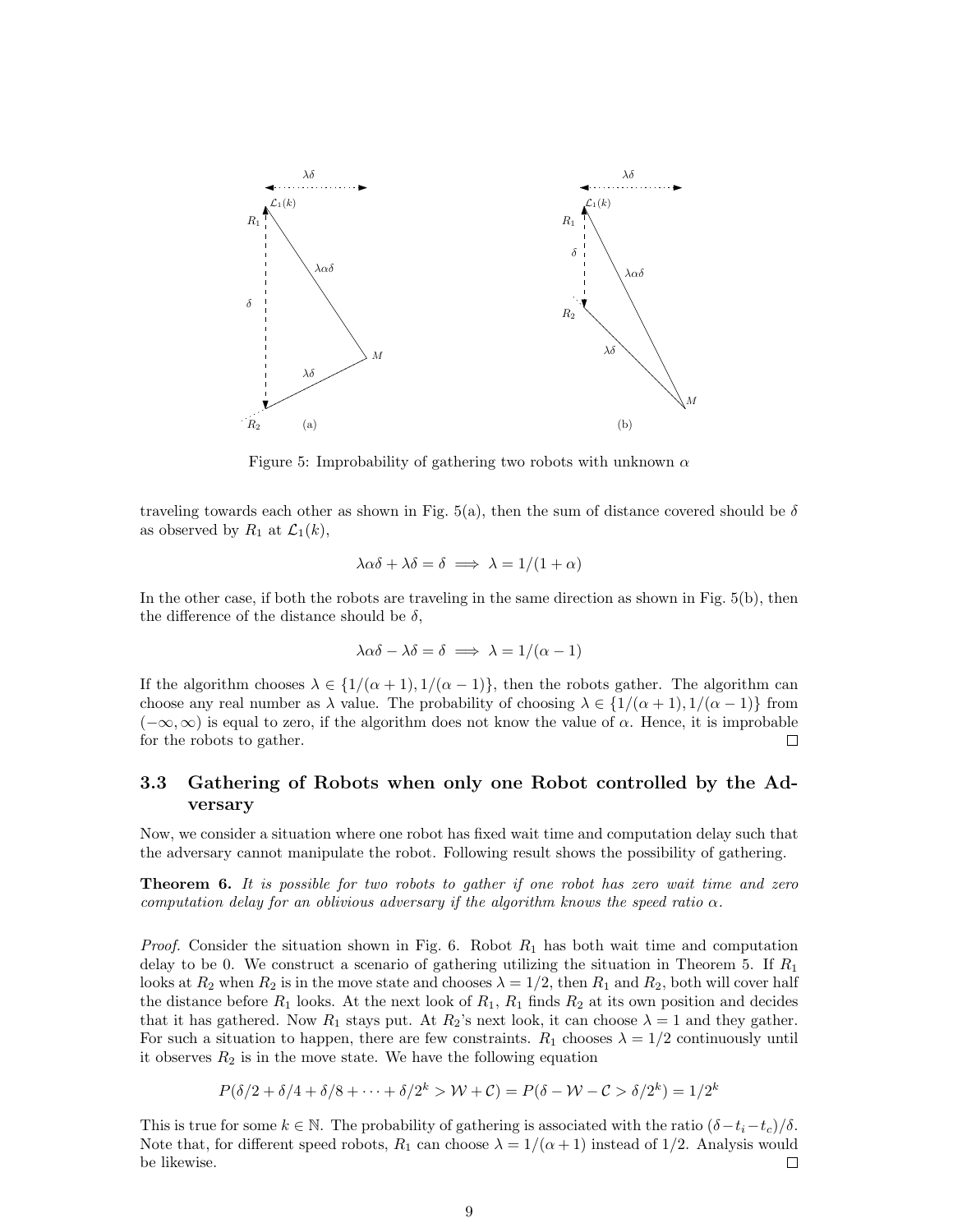Figure 5: Improbability of gathering two robots with unknown $\alpha$

traveling towards each other as shown in Fig. 5(a), then the sum of distance covered should be $\delta$ as observed by $R_1$ at $\mathcal{L}_1(k)$,

$$\lambda\alpha\delta + \lambda\delta = \delta \implies \lambda = 1/(1+\alpha)$$

In the other case, if both the robots are traveling in the same direction as shown in Fig. 5(b), then the difference of the distance should be $\delta$,

$$\lambda\alpha\delta - \lambda\delta = \delta \implies \lambda = 1/(\alpha - 1)$$

If the algorithm chooses $\lambda \in \{1/(\alpha+1), 1/(\alpha-1)\}$, then the robots gather. The algorithm can choose any real number as $\lambda$ value. The probability of choosing $\lambda \in \{1/(\alpha+1), 1/(\alpha-1)\}$ from $(-\infty, \infty)$ is equal to zero, if the algorithm does not know the value of $\alpha$. Hence, it is improbable for the robots to gather. □

### 3.3 Gathering of Robots when only one Robot controlled by the Adversary

Now, we consider a situation where one robot has fixed wait time and computation delay such that the adversary cannot manipulate the robot. Following result shows the possibility of gathering.

**Theorem 6.** *It is possible for two robots to gather if one robot has zero wait time and zero computation delay for an oblivious adversary if the algorithm knows the speed ratio $\alpha$.*

*Proof.* Consider the situation shown in Fig. 6. Robot $R_1$ has both wait time and computation delay to be 0. We construct a scenario of gathering utilizing the situation in Theorem 5. If $R_1$ looks at $R_2$ when $R_2$ is in the move state and chooses $\lambda = 1/2$, then $R_1$ and $R_2$, both will cover half the distance before $R_1$ looks. At the next look of $R_1$, $R_1$ finds $R_2$ at its own position and decides that it has gathered. Now $R_1$ stays put. At $R_2$'s next look, it can choose $\lambda = 1$ and they gather. For such a situation to happen, there are few constraints. $R_1$ chooses $\lambda = 1/2$ continuously until it observes $R_2$ is in the move state. We have the following equation

$$P(\delta/2 + \delta/4 + \delta/8 + \cdots + \delta/2^k > \mathcal{W} + \mathcal{C}) = P(\delta - \mathcal{W} - \mathcal{C} > \delta/2^k) = 1/2^k$$

This is true for some $k \in \mathbb{N}$. The probability of gathering is associated with the ratio $(\delta - t_i - t_c)/\delta$. Note that, for different speed robots, $R_1$ can choose $\lambda = 1/(\alpha+1)$ instead of $1/2$. Analysis would be likewise. □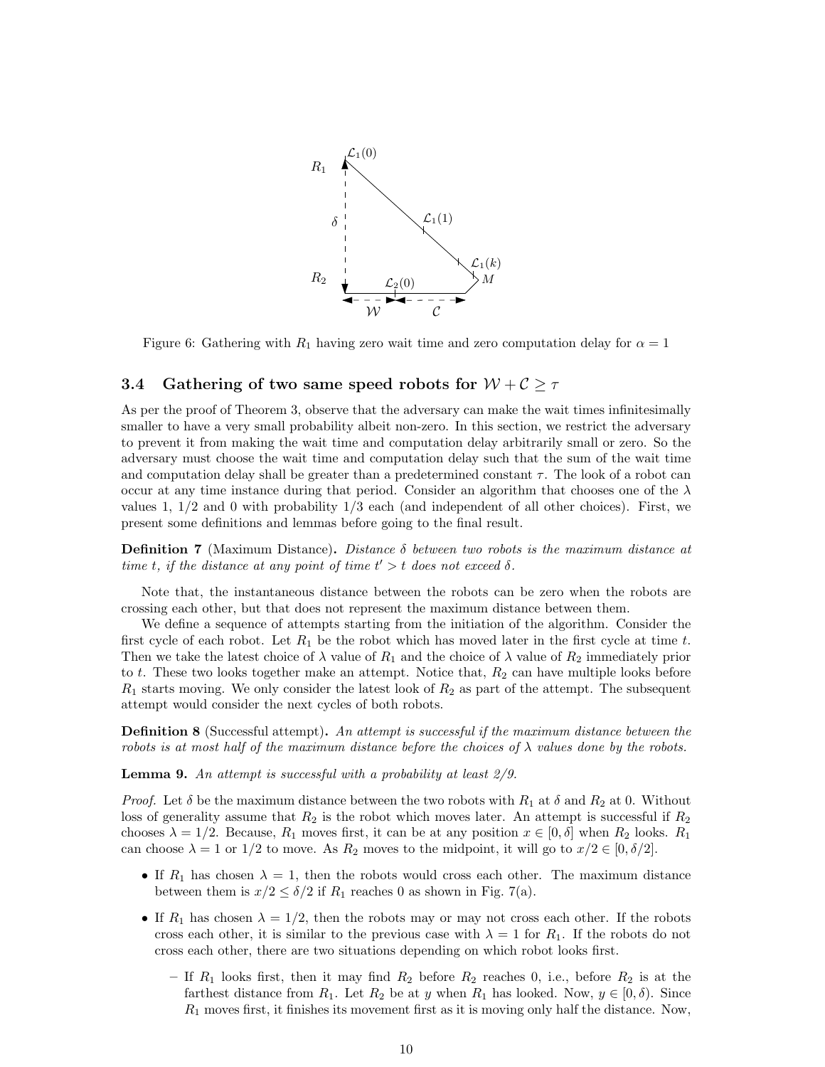Figure 6: Gathering with $R_1$ having zero wait time and zero computation delay for $\alpha = 1$

### 3.4 Gathering of two same speed robots for $\mathcal{W} + \mathcal{C} \geq \tau$

As per the proof of Theorem 3, observe that the adversary can make the wait times infinitesimally smaller to have a very small probability albeit non-zero. In this section, we restrict the adversary to prevent it from making the wait time and computation delay arbitrarily small or zero. So the adversary must choose the wait time and computation delay such that the sum of the wait time and computation delay shall be greater than a predetermined constant $\tau$. The look of a robot can occur at any time instance during that period. Consider an algorithm that chooses one of the $\lambda$ values 1, 1/2 and 0 with probability 1/3 each (and independent of all other choices). First, we present some definitions and lemmas before going to the final result.

**Definition 7** (Maximum Distance). *Distance $\delta$ between two robots is the maximum distance at time $t$, if the distance at any point of time $t' > t$ does not exceed $\delta$.*

Note that, the instantaneous distance between the robots can be zero when the robots are crossing each other, but that does not represent the maximum distance between them.

We define a sequence of attempts starting from the initiation of the algorithm. Consider the first cycle of each robot. Let $R_1$ be the robot which has moved later in the first cycle at time $t$. Then we take the latest choice of $\lambda$ value of $R_1$ and the choice of $\lambda$ value of $R_2$ immediately prior to $t$. These two looks together make an attempt. Notice that, $R_2$ can have multiple looks before $R_1$ starts moving. We only consider the latest look of $R_2$ as part of the attempt. The subsequent attempt would consider the next cycles of both robots.

**Definition 8** (Successful attempt). *An attempt is successful if the maximum distance between the robots is at most half of the maximum distance before the choices of $\lambda$ values done by the robots.*

**Lemma 9.** *An attempt is successful with a probability at least 2/9.*

*Proof.* Let $\delta$ be the maximum distance between the two robots with $R_1$ at $\delta$ and $R_2$ at 0. Without loss of generality assume that $R_2$ is the robot which moves later. An attempt is successful if $R_2$ chooses $\lambda = 1/2$. Because, $R_1$ moves first, it can be at any position $x \in [0, \delta]$ when $R_2$ looks. $R_1$ can choose $\lambda = 1$ or $1/2$ to move. As $R_2$ moves to the midpoint, it will go to $x/2 \in [0, \delta/2]$.

- If $R_1$ has chosen $\lambda = 1$, then the robots would cross each other. The maximum distance between them is $x/2 \leq \delta/2$ if $R_1$ reaches 0 as shown in Fig. 7(a).
- If $R_1$ has chosen $\lambda = 1/2$, then the robots may or may not cross each other. If the robots cross each other, it is similar to the previous case with $\lambda = 1$ for $R_1$. If the robots do not cross each other, there are two situations depending on which robot looks first.
  - If $R_1$ looks first, then it may find $R_2$ before $R_2$ reaches 0, i.e., before $R_2$ is at the farthest distance from $R_1$. Let $R_2$ be at $y$ when $R_1$ has looked. Now, $y \in [0, \delta)$. Since $R_1$ moves first, it finishes its movement first as it is moving only half the distance. Now,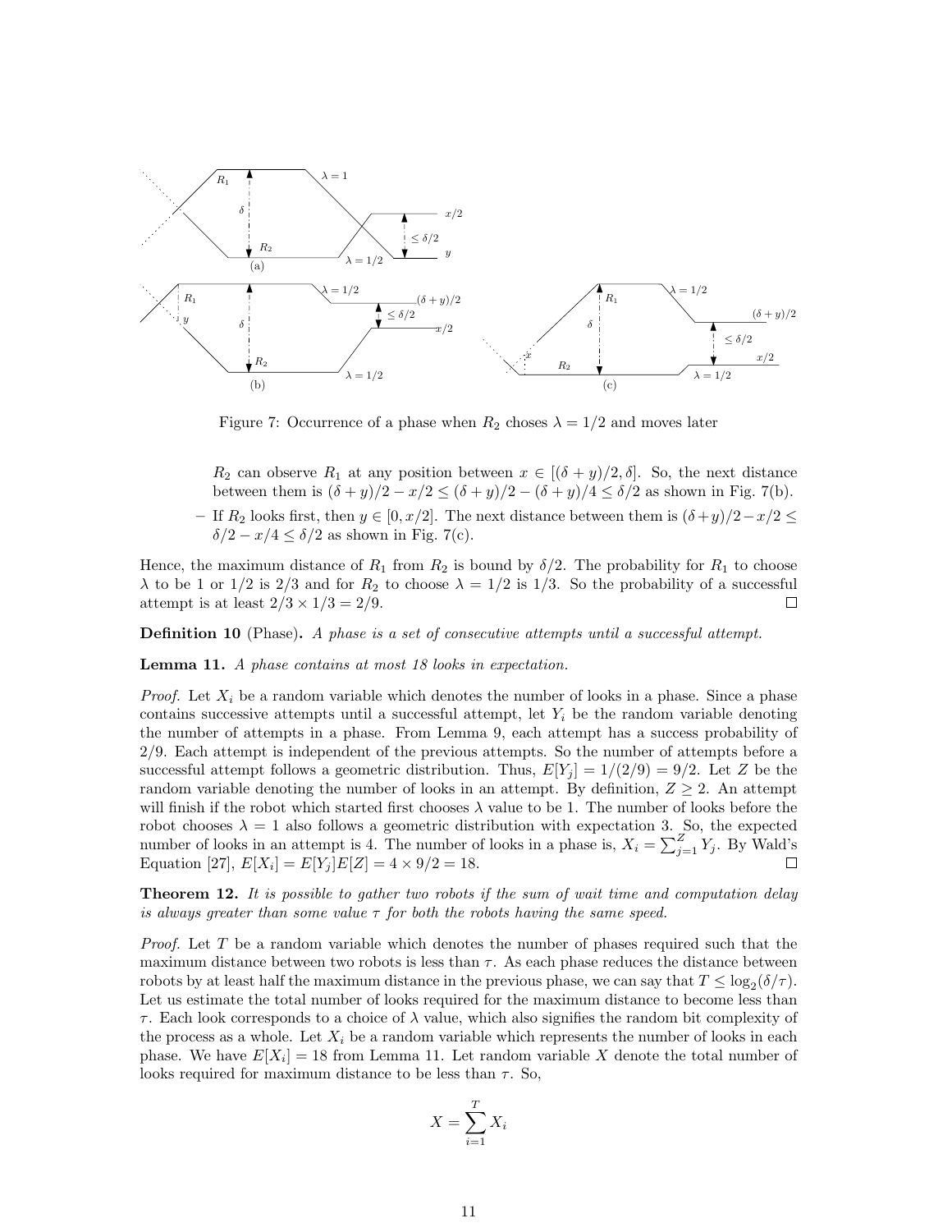Figure 7: Occurrence of a phase when $R_2$ choses $\lambda = 1/2$ and moves later

$R_2$ can observe $R_1$ at any position between $x \in [(\delta + y)/2, \delta]$. So, the next distance between them is $(\delta + y)/2 - x/2 \leq (\delta + y)/2 - (\delta + y)/4 \leq \delta/2$ as shown in Fig. 7(b).

– If $R_2$ looks first, then $y \in [0, x/2]$. The next distance between them is $(\delta + y)/2 - x/2 \leq \delta/2 - x/4 \leq \delta/2$ as shown in Fig. 7(c).

Hence, the maximum distance of $R_1$ from $R_2$ is bound by $\delta/2$. The probability for $R_1$ to choose $\lambda$ to be 1 or 1/2 is 2/3 and for $R_2$ to choose $\lambda = 1/2$ is 1/3. So the probability of a successful attempt is at least $2/3 \times 1/3 = 2/9$. □

**Definition 10** (Phase)**.** *A phase is a set of consecutive attempts until a successful attempt.*

**Lemma 11.** *A phase contains at most 18 looks in expectation.*

*Proof.* Let $X_i$ be a random variable which denotes the number of looks in a phase. Since a phase contains successive attempts until a successful attempt, let $Y_i$ be the random variable denoting the number of attempts in a phase. From Lemma 9, each attempt has a success probability of 2/9. Each attempt is independent of the previous attempts. So the number of attempts before a successful attempt follows a geometric distribution. Thus, $E[Y_j] = 1/(2/9) = 9/2$. Let $Z$ be the random variable denoting the number of looks in an attempt. By definition, $Z \geq 2$. An attempt will finish if the robot which started first chooses $\lambda$ value to be 1. The number of looks before the robot chooses $\lambda = 1$ also follows a geometric distribution with expectation 3. So, the expected number of looks in an attempt is 4. The number of looks in a phase is, $X_i = \sum_{j=1}^{Z} Y_j$. By Wald's Equation [27], $E[X_i] = E[Y_j]E[Z] = 4 \times 9/2 = 18$. □

**Theorem 12.** *It is possible to gather two robots if the sum of wait time and computation delay is always greater than some value $\tau$ for both the robots having the same speed.*

*Proof.* Let $T$ be a random variable which denotes the number of phases required such that the maximum distance between two robots is less than $\tau$. As each phase reduces the distance between robots by at least half the maximum distance in the previous phase, we can say that $T \leq \log_2(\delta/\tau)$. Let us estimate the total number of looks required for the maximum distance to become less than $\tau$. Each look corresponds to a choice of $\lambda$ value, which also signifies the random bit complexity of the process as a whole. Let $X_i$ be a random variable which represents the number of looks in each phase. We have $E[X_i] = 18$ from Lemma 11. Let random variable $X$ denote the total number of looks required for maximum distance to be less than $\tau$. So,

$$X = \sum_{i=1}^{T} X_i$$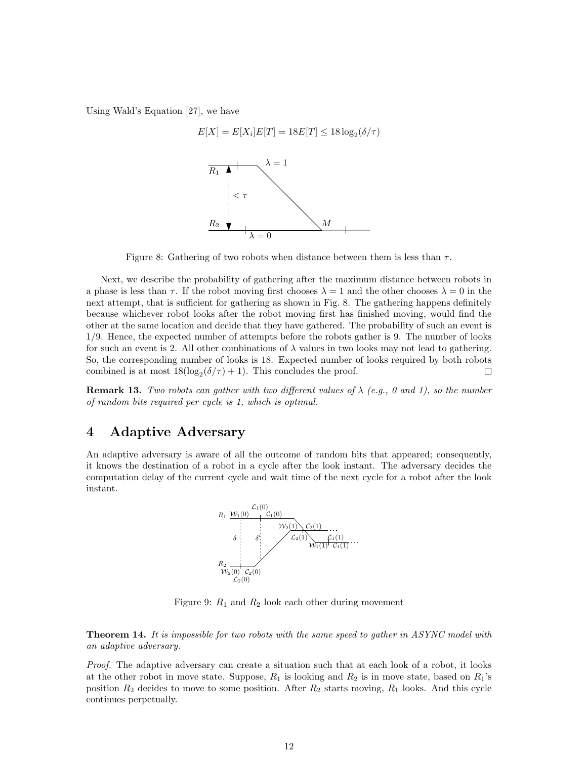Using Wald's Equation [27], we have

$$E[X] = E[X_i]E[T] = 18E[T] \leq 18\log_2(\delta/\tau)$$

Figure 8: Gathering of two robots when distance between them is less than $\tau$.

Next, we describe the probability of gathering after the maximum distance between robots in a phase is less than $\tau$. If the robot moving first chooses $\lambda = 1$ and the other chooses $\lambda = 0$ in the next attempt, that is sufficient for gathering as shown in Fig. 8. The gathering happens definitely because whichever robot looks after the robot moving first has finished moving, would find the other at the same location and decide that they have gathered. The probability of such an event is 1/9. Hence, the expected number of attempts before the robots gather is 9. The number of looks for such an event is 2. All other combinations of $\lambda$ values in two looks may not lead to gathering. So, the corresponding number of looks is 18. Expected number of looks required by both robots combined is at most $18(\log_2(\delta/\tau) + 1)$. This concludes the proof. □

**Remark 13.** *Two robots can gather with two different values of $\lambda$ (e.g., 0 and 1), so the number of random bits required per cycle is 1, which is optimal.*

# 4 Adaptive Adversary

An adaptive adversary is aware of all the outcome of random bits that appeared; consequently, it knows the destination of a robot in a cycle after the look instant. The adversary decides the computation delay of the current cycle and wait time of the next cycle for a robot after the look instant.

Figure 9: $R_1$ and $R_2$ look each other during movement

**Theorem 14.** *It is impossible for two robots with the same speed to gather in ASYNC model with an adaptive adversary.*

*Proof.* The adaptive adversary can create a situation such that at each look of a robot, it looks at the other robot in move state. Suppose, $R_1$ is looking and $R_2$ is in move state, based on $R_1$'s position $R_2$ decides to move to some position. After $R_2$ starts moving, $R_1$ looks. And this cycle continues perpetually.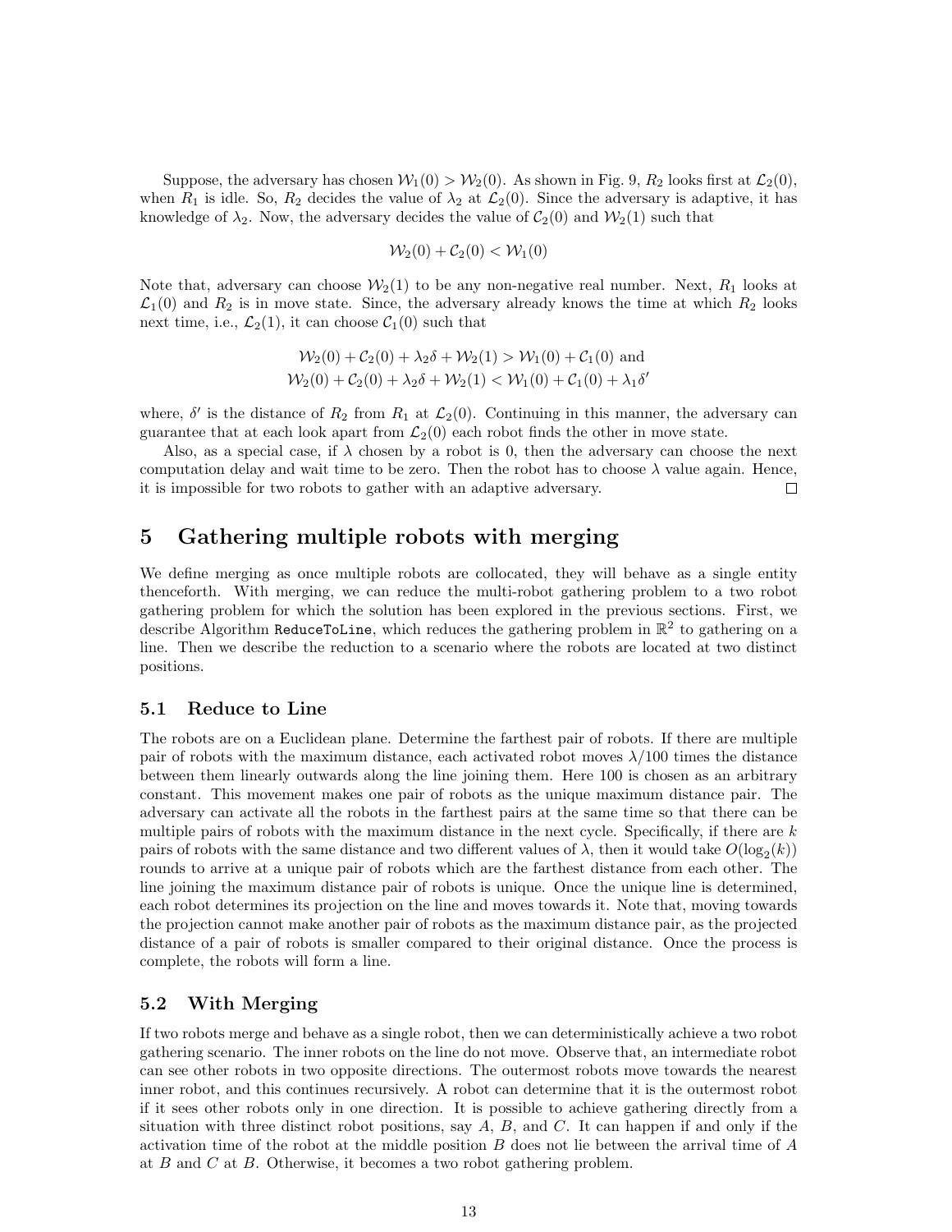Suppose, the adversary has chosen $\mathcal{W}_1(0) > \mathcal{W}_2(0)$. As shown in Fig. 9, $R_2$ looks first at $\mathcal{L}_2(0)$, when $R_1$ is idle. So, $R_2$ decides the value of $\lambda_2$ at $\mathcal{L}_2(0)$. Since the adversary is adaptive, it has knowledge of $\lambda_2$. Now, the adversary decides the value of $\mathcal{C}_2(0)$ and $\mathcal{W}_2(1)$ such that

$$\mathcal{W}_2(0) + \mathcal{C}_2(0) < \mathcal{W}_1(0)$$

Note that, adversary can choose $\mathcal{W}_2(1)$ to be any non-negative real number. Next, $R_1$ looks at $\mathcal{L}_1(0)$ and $R_2$ is in move state. Since, the adversary already knows the time at which $R_2$ looks next time, i.e., $\mathcal{L}_2(1)$, it can choose $\mathcal{C}_1(0)$ such that

$$\mathcal{W}_2(0) + \mathcal{C}_2(0) + \lambda_2\delta + \mathcal{W}_2(1) > \mathcal{W}_1(0) + \mathcal{C}_1(0) \text{ and}$$
$$\mathcal{W}_2(0) + \mathcal{C}_2(0) + \lambda_2\delta + \mathcal{W}_2(1) < \mathcal{W}_1(0) + \mathcal{C}_1(0) + \lambda_1\delta'$$

where, $\delta'$ is the distance of $R_2$ from $R_1$ at $\mathcal{L}_2(0)$. Continuing in this manner, the adversary can guarantee that at each look apart from $\mathcal{L}_2(0)$ each robot finds the other in move state.

Also, as a special case, if $\lambda$ chosen by a robot is 0, then the adversary can choose the next computation delay and wait time to be zero. Then the robot has to choose $\lambda$ value again. Hence, it is impossible for two robots to gather with an adaptive adversary. □

# 5 Gathering multiple robots with merging

We define merging as once multiple robots are collocated, they will behave as a single entity thenceforth. With merging, we can reduce the multi-robot gathering problem to a two robot gathering problem for which the solution has been explored in the previous sections. First, we describe Algorithm `ReduceToLine`, which reduces the gathering problem in $\mathbb{R}^2$ to gathering on a line. Then we describe the reduction to a scenario where the robots are located at two distinct positions.

## 5.1 Reduce to Line

The robots are on a Euclidean plane. Determine the farthest pair of robots. If there are multiple pair of robots with the maximum distance, each activated robot moves $\lambda/100$ times the distance between them linearly outwards along the line joining them. Here 100 is chosen as an arbitrary constant. This movement makes one pair of robots as the unique maximum distance pair. The adversary can activate all the robots in the farthest pairs at the same time so that there can be multiple pairs of robots with the maximum distance in the next cycle. Specifically, if there are $k$ pairs of robots with the same distance and two different values of $\lambda$, then it would take $O(\log_2(k))$ rounds to arrive at a unique pair of robots which are the farthest distance from each other. The line joining the maximum distance pair of robots is unique. Once the unique line is determined, each robot determines its projection on the line and moves towards it. Note that, moving towards the projection cannot make another pair of robots as the maximum distance pair, as the projected distance of a pair of robots is smaller compared to their original distance. Once the process is complete, the robots will form a line.

## 5.2 With Merging

If two robots merge and behave as a single robot, then we can deterministically achieve a two robot gathering scenario. The inner robots on the line do not move. Observe that, an intermediate robot can see other robots in two opposite directions. The outermost robots move towards the nearest inner robot, and this continues recursively. A robot can determine that it is the outermost robot if it sees other robots only in one direction. It is possible to achieve gathering directly from a situation with three distinct robot positions, say $A$, $B$, and $C$. It can happen if and only if the activation time of the robot at the middle position $B$ does not lie between the arrival time of $A$ at $B$ and $C$ at $B$. Otherwise, it becomes a two robot gathering problem.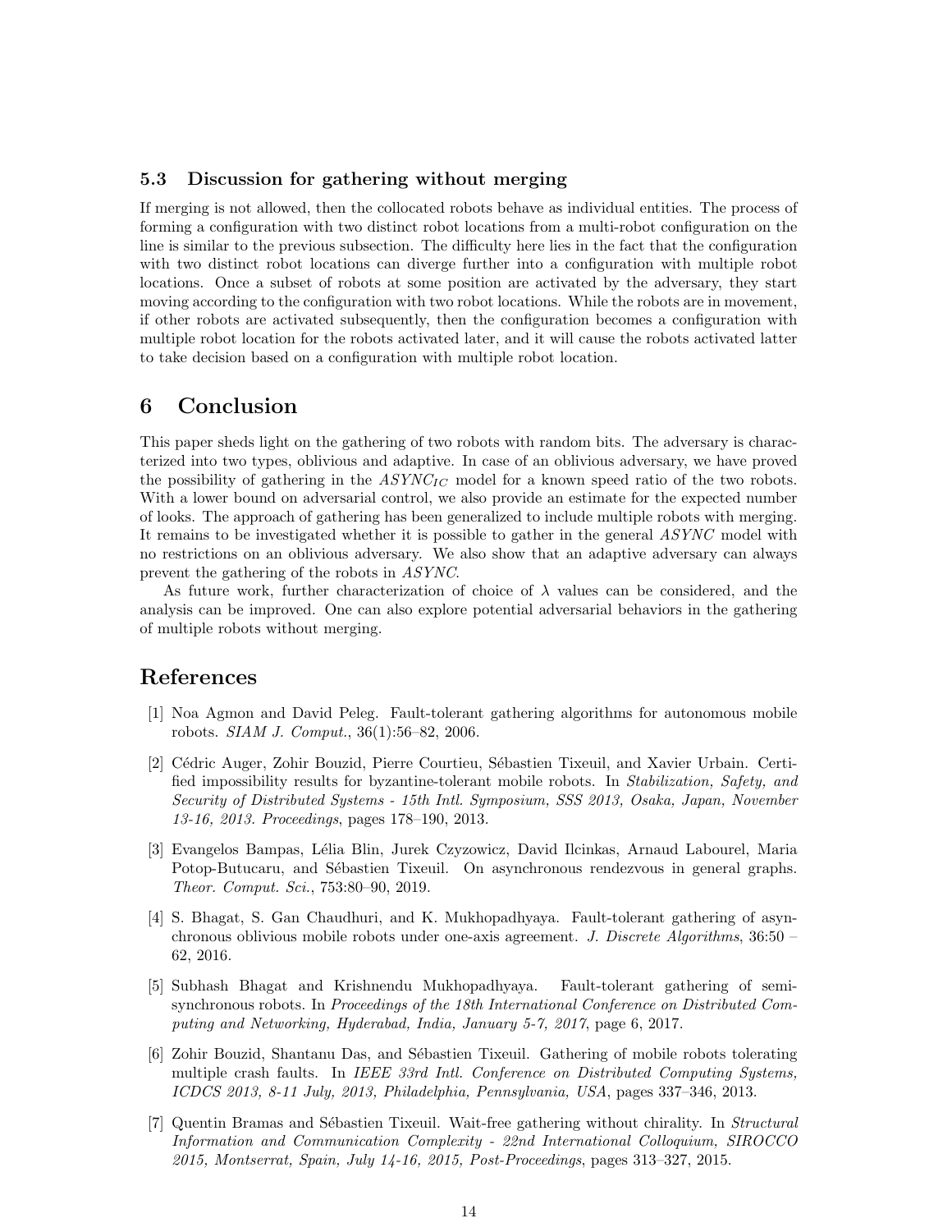### 5.3 Discussion for gathering without merging

If merging is not allowed, then the collocated robots behave as individual entities. The process of forming a configuration with two distinct robot locations from a multi-robot configuration on the line is similar to the previous subsection. The difficulty here lies in the fact that the configuration with two distinct robot locations can diverge further into a configuration with multiple robot locations. Once a subset of robots at some position are activated by the adversary, they start moving according to the configuration with two robot locations. While the robots are in movement, if other robots are activated subsequently, then the configuration becomes a configuration with multiple robot location for the robots activated later, and it will cause the robots activated latter to take decision based on a configuration with multiple robot location.

## 6 Conclusion

This paper sheds light on the gathering of two robots with random bits. The adversary is characterized into two types, oblivious and adaptive. In case of an oblivious adversary, we have proved the possibility of gathering in the $ASYNC_{IC}$ model for a known speed ratio of the two robots. With a lower bound on adversarial control, we also provide an estimate for the expected number of looks. The approach of gathering has been generalized to include multiple robots with merging. It remains to be investigated whether it is possible to gather in the general *ASYNC* model with no restrictions on an oblivious adversary. We also show that an adaptive adversary can always prevent the gathering of the robots in *ASYNC*.

As future work, further characterization of choice of $\lambda$ values can be considered, and the analysis can be improved. One can also explore potential adversarial behaviors in the gathering of multiple robots without merging.

## References

[1] Noa Agmon and David Peleg. Fault-tolerant gathering algorithms for autonomous mobile robots. *SIAM J. Comput.*, 36(1):56–82, 2006.

[2] Cédric Auger, Zohir Bouzid, Pierre Courtieu, Sébastien Tixeuil, and Xavier Urbain. Certified impossibility results for byzantine-tolerant mobile robots. In *Stabilization, Safety, and Security of Distributed Systems - 15th Intl. Symposium, SSS 2013, Osaka, Japan, November 13-16, 2013. Proceedings*, pages 178–190, 2013.

[3] Evangelos Bampas, Lélia Blin, Jurek Czyzowicz, David Ilcinkas, Arnaud Labourel, Maria Potop-Butucaru, and Sébastien Tixeuil. On asynchronous rendezvous in general graphs. *Theor. Comput. Sci.*, 753:80–90, 2019.

[4] S. Bhagat, S. Gan Chaudhuri, and K. Mukhopadhyaya. Fault-tolerant gathering of asynchronous oblivious mobile robots under one-axis agreement. *J. Discrete Algorithms*, 36:50 – 62, 2016.

[5] Subhash Bhagat and Krishnendu Mukhopadhyaya. Fault-tolerant gathering of semi-synchronous robots. In *Proceedings of the 18th International Conference on Distributed Computing and Networking, Hyderabad, India, January 5-7, 2017*, page 6, 2017.

[6] Zohir Bouzid, Shantanu Das, and Sébastien Tixeuil. Gathering of mobile robots tolerating multiple crash faults. In *IEEE 33rd Intl. Conference on Distributed Computing Systems, ICDCS 2013, 8-11 July, 2013, Philadelphia, Pennsylvania, USA*, pages 337–346, 2013.

[7] Quentin Bramas and Sébastien Tixeuil. Wait-free gathering without chirality. In *Structural Information and Communication Complexity - 22nd International Colloquium, SIROCCO 2015, Montserrat, Spain, July 14-16, 2015, Post-Proceedings*, pages 313–327, 2015.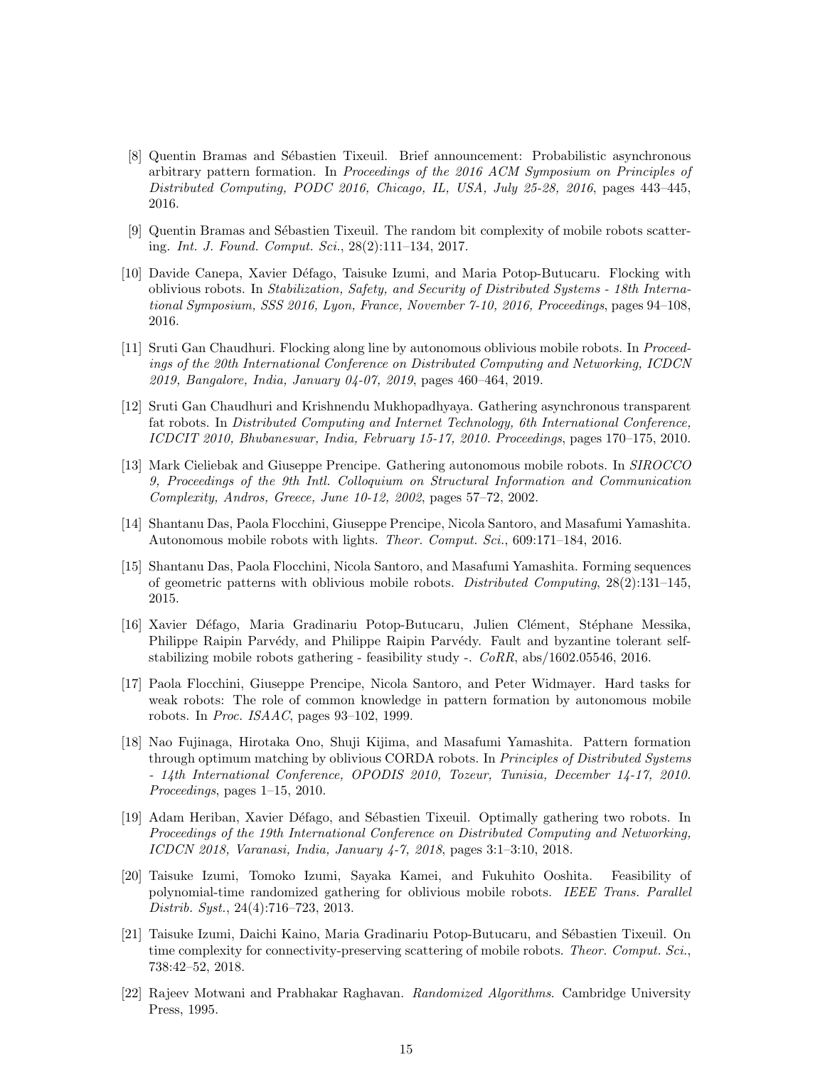[8] Quentin Bramas and Sébastien Tixeuil. Brief announcement: Probabilistic asynchronous arbitrary pattern formation. In *Proceedings of the 2016 ACM Symposium on Principles of Distributed Computing, PODC 2016, Chicago, IL, USA, July 25-28, 2016*, pages 443–445, 2016.

[9] Quentin Bramas and Sébastien Tixeuil. The random bit complexity of mobile robots scattering. *Int. J. Found. Comput. Sci.*, 28(2):111–134, 2017.

[10] Davide Canepa, Xavier Défago, Taisuke Izumi, and Maria Potop-Butucaru. Flocking with oblivious robots. In *Stabilization, Safety, and Security of Distributed Systems - 18th International Symposium, SSS 2016, Lyon, France, November 7-10, 2016, Proceedings*, pages 94–108, 2016.

[11] Sruti Gan Chaudhuri. Flocking along line by autonomous oblivious mobile robots. In *Proceedings of the 20th International Conference on Distributed Computing and Networking, ICDCN 2019, Bangalore, India, January 04-07, 2019*, pages 460–464, 2019.

[12] Sruti Gan Chaudhuri and Krishnendu Mukhopadhyaya. Gathering asynchronous transparent fat robots. In *Distributed Computing and Internet Technology, 6th International Conference, ICDCIT 2010, Bhubaneswar, India, February 15-17, 2010. Proceedings*, pages 170–175, 2010.

[13] Mark Cieliebak and Giuseppe Prencipe. Gathering autonomous mobile robots. In *SIROCCO 9, Proceedings of the 9th Intl. Colloquium on Structural Information and Communication Complexity, Andros, Greece, June 10-12, 2002*, pages 57–72, 2002.

[14] Shantanu Das, Paola Flocchini, Giuseppe Prencipe, Nicola Santoro, and Masafumi Yamashita. Autonomous mobile robots with lights. *Theor. Comput. Sci.*, 609:171–184, 2016.

[15] Shantanu Das, Paola Flocchini, Nicola Santoro, and Masafumi Yamashita. Forming sequences of geometric patterns with oblivious mobile robots. *Distributed Computing*, 28(2):131–145, 2015.

[16] Xavier Défago, Maria Gradinariu Potop-Butucaru, Julien Clément, Stéphane Messika, Philippe Raipin Parvédy, and Philippe Raipin Parvédy. Fault and byzantine tolerant self-stabilizing mobile robots gathering - feasibility study -. *CoRR*, abs/1602.05546, 2016.

[17] Paola Flocchini, Giuseppe Prencipe, Nicola Santoro, and Peter Widmayer. Hard tasks for weak robots: The role of common knowledge in pattern formation by autonomous mobile robots. In *Proc. ISAAC*, pages 93–102, 1999.

[18] Nao Fujinaga, Hirotaka Ono, Shuji Kijima, and Masafumi Yamashita. Pattern formation through optimum matching by oblivious CORDA robots. In *Principles of Distributed Systems - 14th International Conference, OPODIS 2010, Tozeur, Tunisia, December 14-17, 2010. Proceedings*, pages 1–15, 2010.

[19] Adam Heriban, Xavier Défago, and Sébastien Tixeuil. Optimally gathering two robots. In *Proceedings of the 19th International Conference on Distributed Computing and Networking, ICDCN 2018, Varanasi, India, January 4-7, 2018*, pages 3:1–3:10, 2018.

[20] Taisuke Izumi, Tomoko Izumi, Sayaka Kamei, and Fukuhito Ooshita. Feasibility of polynomial-time randomized gathering for oblivious mobile robots. *IEEE Trans. Parallel Distrib. Syst.*, 24(4):716–723, 2013.

[21] Taisuke Izumi, Daichi Kaino, Maria Gradinariu Potop-Butucaru, and Sébastien Tixeuil. On time complexity for connectivity-preserving scattering of mobile robots. *Theor. Comput. Sci.*, 738:42–52, 2018.

[22] Rajeev Motwani and Prabhakar Raghavan. *Randomized Algorithms*. Cambridge University Press, 1995.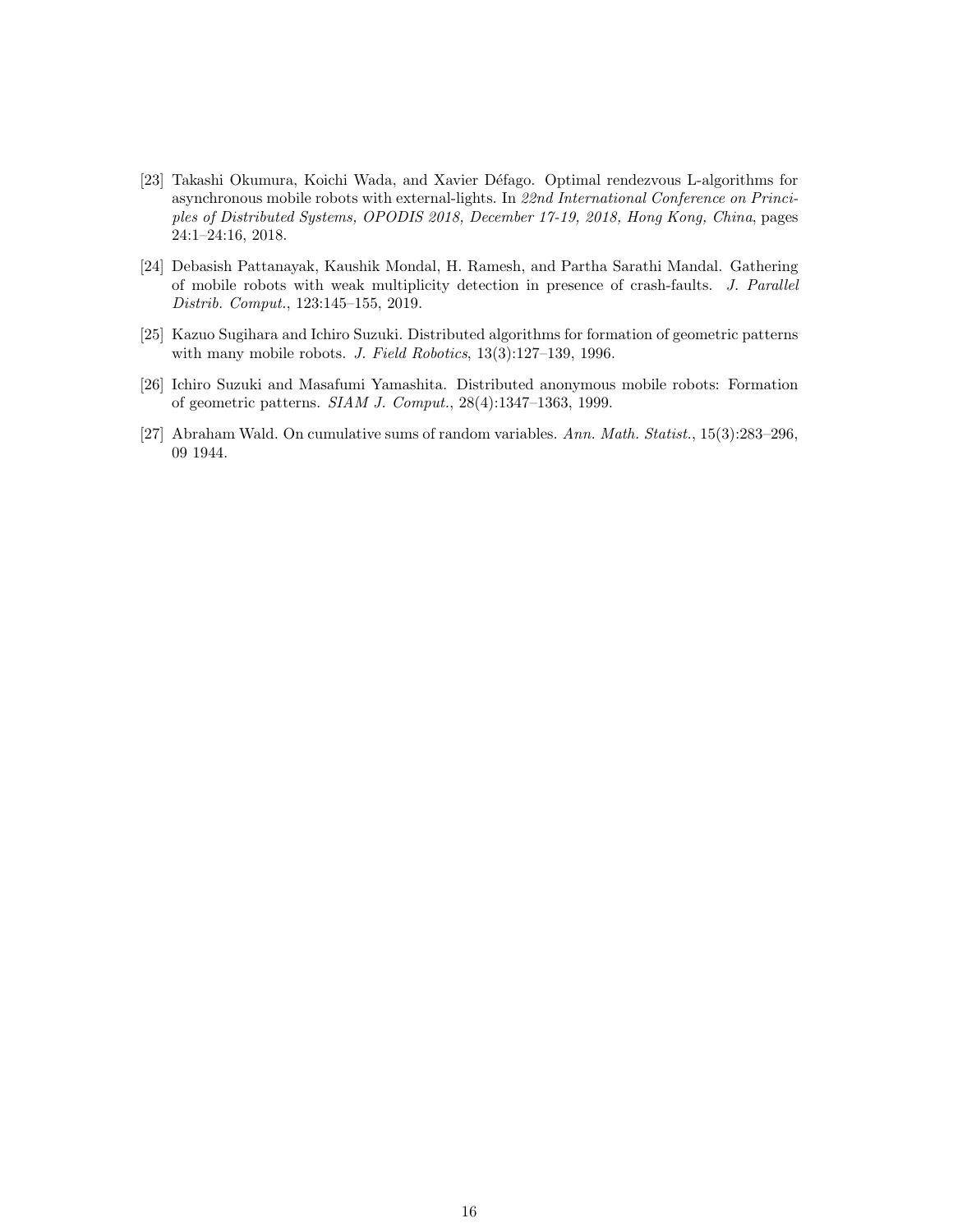[23] Takashi Okumura, Koichi Wada, and Xavier Défago. Optimal rendezvous L-algorithms for asynchronous mobile robots with external-lights. In *22nd International Conference on Principles of Distributed Systems, OPODIS 2018, December 17-19, 2018, Hong Kong, China*, pages 24:1–24:16, 2018.

[24] Debasish Pattanayak, Kaushik Mondal, H. Ramesh, and Partha Sarathi Mandal. Gathering of mobile robots with weak multiplicity detection in presence of crash-faults. *J. Parallel Distrib. Comput.*, 123:145–155, 2019.

[25] Kazuo Sugihara and Ichiro Suzuki. Distributed algorithms for formation of geometric patterns with many mobile robots. *J. Field Robotics*, 13(3):127–139, 1996.

[26] Ichiro Suzuki and Masafumi Yamashita. Distributed anonymous mobile robots: Formation of geometric patterns. *SIAM J. Comput.*, 28(4):1347–1363, 1999.

[27] Abraham Wald. On cumulative sums of random variables. *Ann. Math. Statist.*, 15(3):283–296, 09 1944.